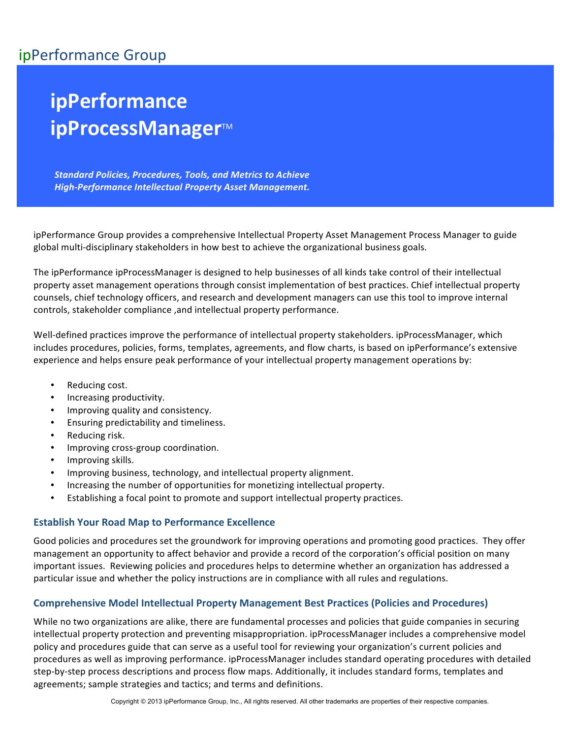ipPerformance Group

# ipPerformance ipProcessManager™

***Standard Policies, Procedures, Tools, and Metrics to Achieve High-Performance Intellectual Property Asset Management.***

ipPerformance Group provides a comprehensive Intellectual Property Asset Management Process Manager to guide global multi-disciplinary stakeholders in how best to achieve the organizational business goals.

The ipPerformance ipProcessManager is designed to help businesses of all kinds take control of their intellectual property asset management operations through consist implementation of best practices. Chief intellectual property counsels, chief technology officers, and research and development managers can use this tool to improve internal controls, stakeholder compliance ,and intellectual property performance.

Well-defined practices improve the performance of intellectual property stakeholders. ipProcessManager, which includes procedures, policies, forms, templates, agreements, and flow charts, is based on ipPerformance's extensive experience and helps ensure peak performance of your intellectual property management operations by:

- Reducing cost.
- Increasing productivity.
- Improving quality and consistency.
- Ensuring predictability and timeliness.
- Reducing risk.
- Improving cross-group coordination.
- Improving skills.
- Improving business, technology, and intellectual property alignment.
- Increasing the number of opportunities for monetizing intellectual property.
- Establishing a focal point to promote and support intellectual property practices.

## Establish Your Road Map to Performance Excellence

Good policies and procedures set the groundwork for improving operations and promoting good practices. They offer management an opportunity to affect behavior and provide a record of the corporation's official position on many important issues. Reviewing policies and procedures helps to determine whether an organization has addressed a particular issue and whether the policy instructions are in compliance with all rules and regulations.

## Comprehensive Model Intellectual Property Management Best Practices (Policies and Procedures)

While no two organizations are alike, there are fundamental processes and policies that guide companies in securing intellectual property protection and preventing misappropriation. ipProcessManager includes a comprehensive model policy and procedures guide that can serve as a useful tool for reviewing your organization's current policies and procedures as well as improving performance. ipProcessManager includes standard operating procedures with detailed step-by-step process descriptions and process flow maps. Additionally, it includes standard forms, templates and agreements; sample strategies and tactics; and terms and definitions.

Copyright © 2013 ipPerformance Group, Inc., All rights reserved. All other trademarks are properties of their respective companies.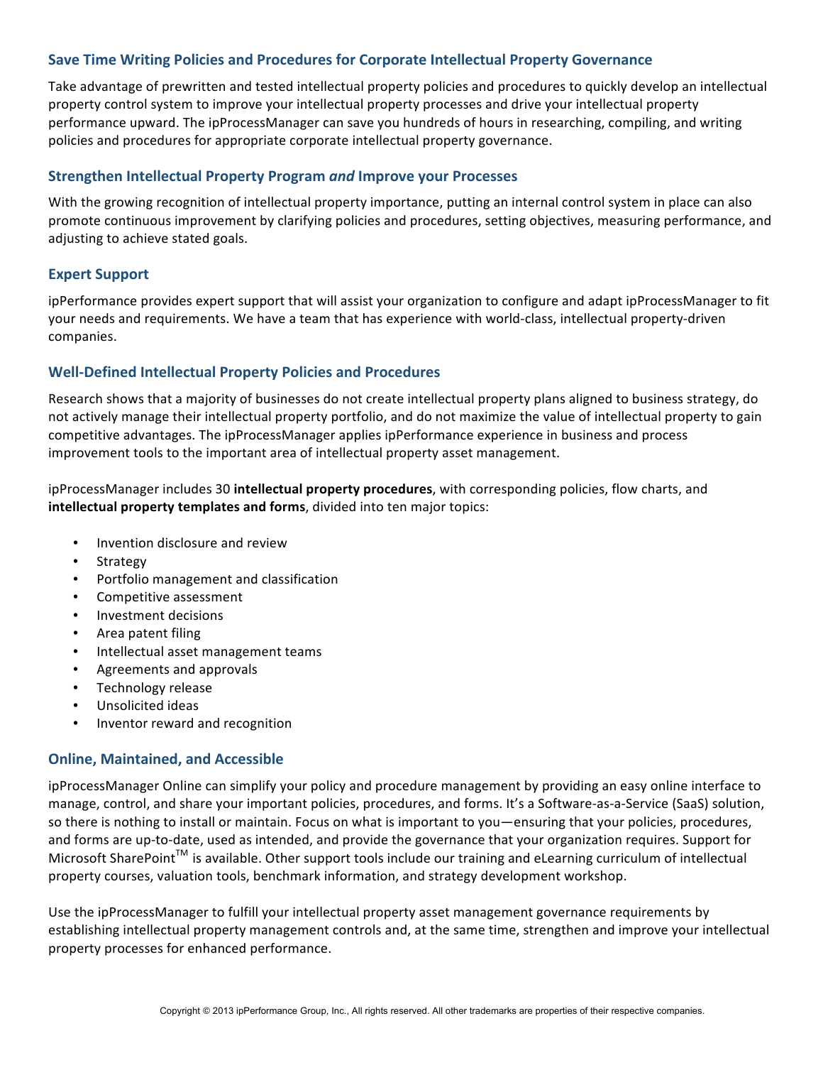## Save Time Writing Policies and Procedures for Corporate Intellectual Property Governance

Take advantage of prewritten and tested intellectual property policies and procedures to quickly develop an intellectual property control system to improve your intellectual property processes and drive your intellectual property performance upward. The ipProcessManager can save you hundreds of hours in researching, compiling, and writing policies and procedures for appropriate corporate intellectual property governance.

## Strengthen Intellectual Property Program *and* Improve your Processes

With the growing recognition of intellectual property importance, putting an internal control system in place can also promote continuous improvement by clarifying policies and procedures, setting objectives, measuring performance, and adjusting to achieve stated goals.

## Expert Support

ipPerformance provides expert support that will assist your organization to configure and adapt ipProcessManager to fit your needs and requirements. We have a team that has experience with world-class, intellectual property-driven companies.

## Well-Defined Intellectual Property Policies and Procedures

Research shows that a majority of businesses do not create intellectual property plans aligned to business strategy, do not actively manage their intellectual property portfolio, and do not maximize the value of intellectual property to gain competitive advantages. The ipProcessManager applies ipPerformance experience in business and process improvement tools to the important area of intellectual property asset management.

ipProcessManager includes 30 **intellectual property procedures**, with corresponding policies, flow charts, and **intellectual property templates and forms**, divided into ten major topics:

- Invention disclosure and review
- Strategy
- Portfolio management and classification
- Competitive assessment
- Investment decisions
- Area patent filing
- Intellectual asset management teams
- Agreements and approvals
- Technology release
- Unsolicited ideas
- Inventor reward and recognition

## Online, Maintained, and Accessible

ipProcessManager Online can simplify your policy and procedure management by providing an easy online interface to manage, control, and share your important policies, procedures, and forms. It's a Software-as-a-Service (SaaS) solution, so there is nothing to install or maintain. Focus on what is important to you—ensuring that your policies, procedures, and forms are up-to-date, used as intended, and provide the governance that your organization requires. Support for Microsoft SharePoint™ is available. Other support tools include our training and eLearning curriculum of intellectual property courses, valuation tools, benchmark information, and strategy development workshop.

Use the ipProcessManager to fulfill your intellectual property asset management governance requirements by establishing intellectual property management controls and, at the same time, strengthen and improve your intellectual property processes for enhanced performance.

Copyright © 2013 ipPerformance Group, Inc., All rights reserved. All other trademarks are properties of their respective companies.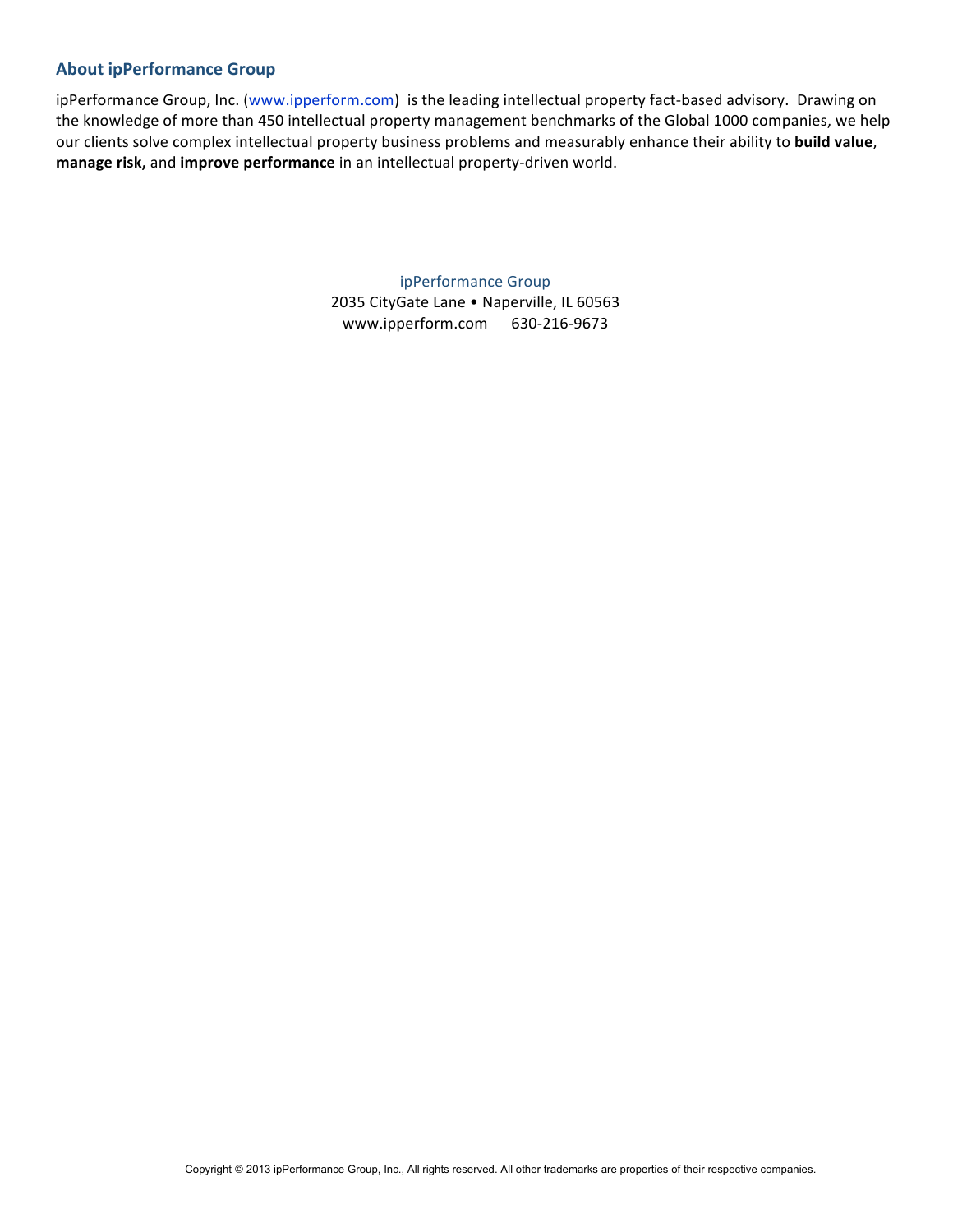## About ipPerformance Group

ipPerformance Group, Inc. (www.ipperform.com) is the leading intellectual property fact-based advisory. Drawing on the knowledge of more than 450 intellectual property management benchmarks of the Global 1000 companies, we help our clients solve complex intellectual property business problems and measurably enhance their ability to **build value**, **manage risk,** and **improve performance** in an intellectual property-driven world.

ipPerformance Group
2035 CityGate Lane • Naperville, IL 60563
www.ipperform.com     630-216-9673

Copyright © 2013 ipPerformance Group, Inc., All rights reserved. All other trademarks are properties of their respective companies.